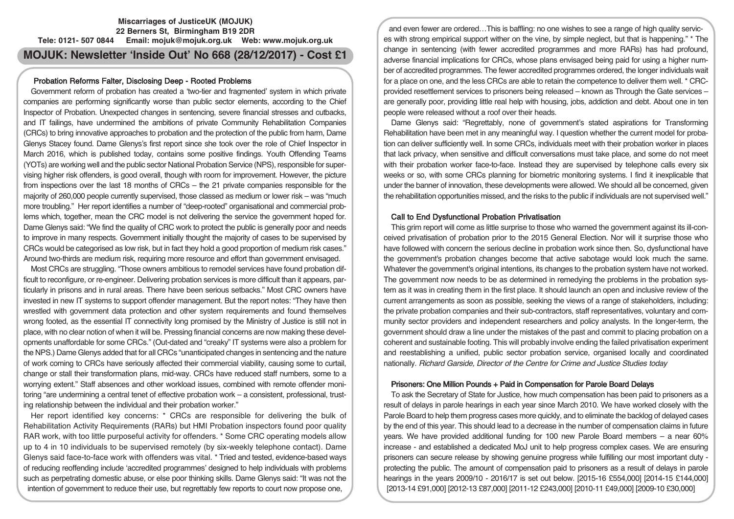**Miscarriages of JusticeUK (MOJUK)**
**22 Berners St, Birmingham B19 2DR**
**Tele: 0121- 507 0844 Email: mojuk@mojuk.org.uk Web: www.mojuk.org.uk**

# MOJUK: Newsletter 'Inside Out' No 668 (28/12/2017) - Cost £1

## Probation Reforms Falter, Disclosing Deep - Rooted Problems

Government reform of probation has created a 'two-tier and fragmented' system in which private companies are performing significantly worse than public sector elements, according to the Chief Inspector of Probation. Unexpected changes in sentencing, severe financial stresses and cutbacks, and IT failings, have undermined the ambitions of private Community Rehabilitation Companies (CRCs) to bring innovative approaches to probation and the protection of the public from harm, Dame Glenys Stacey found. Dame Glenys's first report since she took over the role of Chief Inspector in March 2016, which is published today, contains some positive findings. Youth Offending Teams (YOTs) are working well and the public sector National Probation Service (NPS), responsible for supervising higher risk offenders, is good overall, though with room for improvement. However, the picture from inspections over the last 18 months of CRCs – the 21 private companies responsible for the majority of 260,000 people currently supervised, those classed as medium or lower risk – was "much more troubling." Her report identifies a number of "deep-rooted" organisational and commercial problems which, together, mean the CRC model is not delivering the service the government hoped for. Dame Glenys said: "We find the quality of CRC work to protect the public is generally poor and needs to improve in many respects. Government initially thought the majority of cases to be supervised by CRCs would be categorised as low risk, but in fact they hold a good proportion of medium risk cases." Around two-thirds are medium risk, requiring more resource and effort than government envisaged.

Most CRCs are struggling. "Those owners ambitious to remodel services have found probation difficult to reconfigure, or re-engineer. Delivering probation services is more difficult than it appears, particularly in prisons and in rural areas. There have been serious setbacks." Most CRC owners have invested in new IT systems to support offender management. But the report notes: "They have then wrestled with government data protection and other system requirements and found themselves wrong footed, as the essential IT connectivity long promised by the Ministry of Justice is still not in place, with no clear notion of when it will be. Pressing financial concerns are now making these developments unaffordable for some CRCs." (Out-dated and "creaky" IT systems were also a problem for the NPS.) Dame Glenys added that for all CRCs "unanticipated changes in sentencing and the nature of work coming to CRCs have seriously affected their commercial viability, causing some to curtail, change or stall their transformation plans, mid-way. CRCs have reduced staff numbers, some to a worrying extent." Staff absences and other workload issues, combined with remote offender monitoring "are undermining a central tenet of effective probation work – a consistent, professional, trusting relationship between the individual and their probation worker."

Her report identified key concerns: * CRCs are responsible for delivering the bulk of Rehabilitation Activity Requirements (RARs) but HMI Probation inspectors found poor quality RAR work, with too little purposeful activity for offenders. * Some CRC operating models allow up to 4 in 10 individuals to be supervised remotely (by six-weekly telephone contact). Dame Glenys said face-to-face work with offenders was vital. * Tried and tested, evidence-based ways of reducing reoffending include 'accredited programmes' designed to help individuals with problems such as perpetrating domestic abuse, or else poor thinking skills. Dame Glenys said: "It was not the intention of government to reduce their use, but regrettably few reports to court now propose one, and even fewer are ordered…This is baffling: no one wishes to see a range of high quality services with strong empirical support wither on the vine, by simple neglect, but that is happening." * The change in sentencing (with fewer accredited programmes and more RARs) has had profound, adverse financial implications for CRCs, whose plans envisaged being paid for using a higher number of accredited programmes. The fewer accredited programmes ordered, the longer individuals wait for a place on one, and the less CRCs are able to retain the competence to deliver them well. * CRC-provided resettlement services to prisoners being released – known as Through the Gate services – are generally poor, providing little real help with housing, jobs, addiction and debt. About one in ten people were released without a roof over their heads.

Dame Glenys said: "Regrettably, none of government's stated aspirations for Transforming Rehabilitation have been met in any meaningful way. I question whether the current model for probation can deliver sufficiently well. In some CRCs, individuals meet with their probation worker in places that lack privacy, when sensitive and difficult conversations must take place, and some do not meet with their probation worker face-to-face. Instead they are supervised by telephone calls every six weeks or so, with some CRCs planning for biometric monitoring systems. I find it inexplicable that under the banner of innovation, these developments were allowed. We should all be concerned, given the rehabilitation opportunities missed, and the risks to the public if individuals are not supervised well."

## Call to End Dysfunctional Probation Privatisation

This grim report will come as little surprise to those who warned the government against its ill-conceived privatisation of probation prior to the 2015 General Election. Nor will it surprise those who have followed with concern the serious decline in probation work since then. So, dysfunctional have the government's probation changes become that active sabotage would look much the same. Whatever the government's original intentions, its changes to the probation system have not worked. The government now needs to be as determined in remedying the problems in the probation system as it was in creating them in the first place. It should launch an open and inclusive review of the current arrangements as soon as possible, seeking the views of a range of stakeholders, including: the private probation companies and their sub-contractors, staff representatives, voluntary and community sector providers and independent researchers and policy analysts. In the longer-term, the government should draw a line under the mistakes of the past and commit to placing probation on a coherent and sustainable footing. This will probably involve ending the failed privatisation experiment and reestablishing a unified, public sector probation service, organised locally and coordinated nationally. *Richard Garside, Director of the Centre for Crime and Justice Studies today*

## Prisoners: One Million Pounds + Paid in Compensation for Parole Board Delays

To ask the Secretary of State for Justice, how much compensation has been paid to prisoners as a result of delays in parole hearings in each year since March 2010. We have worked closely with the Parole Board to help them progress cases more quickly, and to eliminate the backlog of delayed cases by the end of this year. This should lead to a decrease in the number of compensation claims in future years. We have provided additional funding for 100 new Parole Board members – a near 60% increase - and established a dedicated MoJ unit to help progress complex cases. We are ensuring prisoners can secure release by showing genuine progress while fulfilling our most important duty - protecting the public. The amount of compensation paid to prisoners as a result of delays in parole hearings in the years 2009/10 - 2016/17 is set out below. [2015-16 £554,000] [2014-15 £144,000] [2013-14 £91,000] [2012-13 £87,000] [2011-12 £243,000] [2010-11 £49,000] [2009-10 £30,000]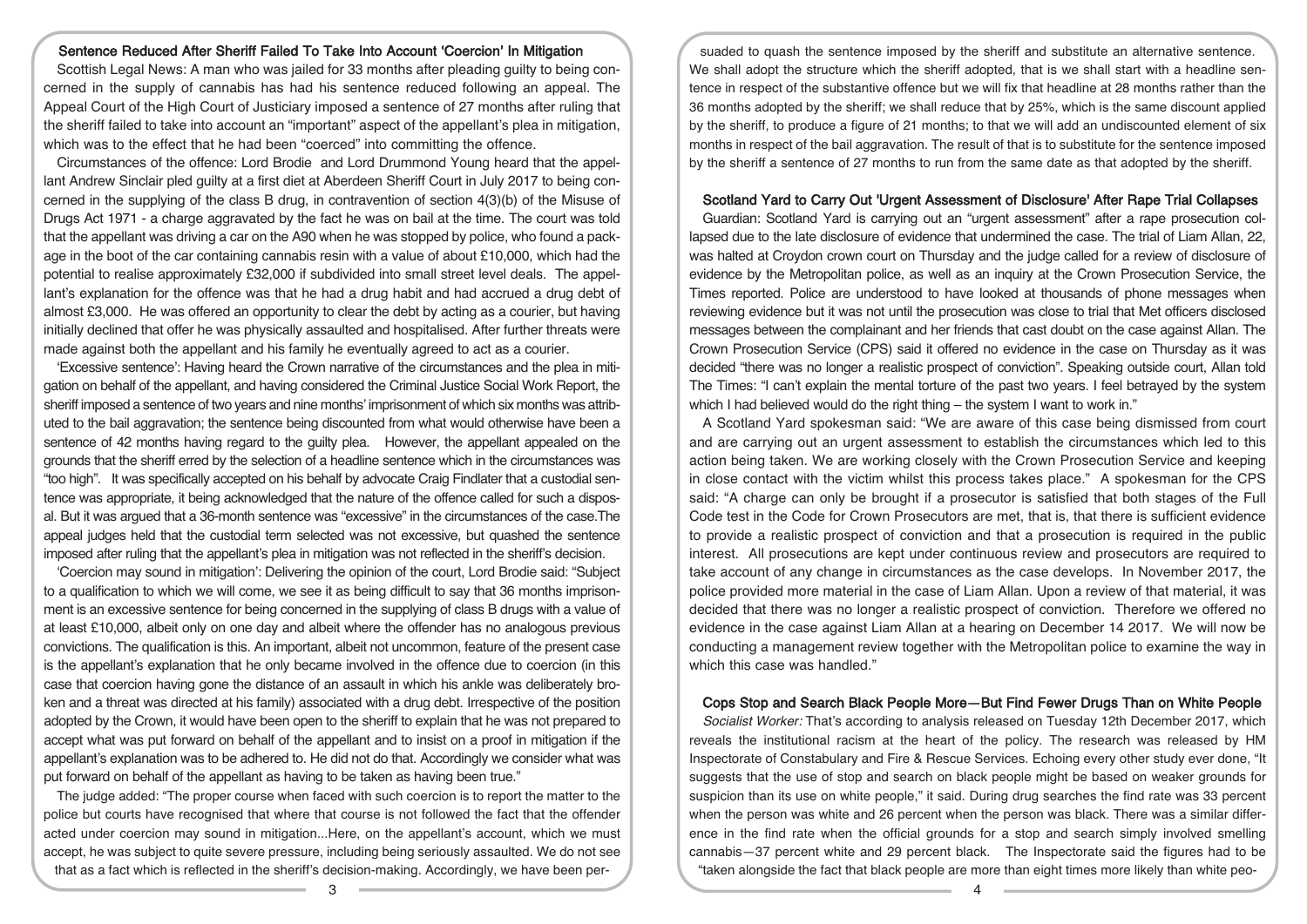### Sentence Reduced After Sheriff Failed To Take Into Account 'Coercion' In Mitigation

Scottish Legal News: A man who was jailed for 33 months after pleading guilty to being concerned in the supply of cannabis has had his sentence reduced following an appeal. The Appeal Court of the High Court of Justiciary imposed a sentence of 27 months after ruling that the sheriff failed to take into account an "important" aspect of the appellant's plea in mitigation, which was to the effect that he had been "coerced" into committing the offence.

Circumstances of the offence: Lord Brodie and Lord Drummond Young heard that the appellant Andrew Sinclair pled guilty at a first diet at Aberdeen Sheriff Court in July 2017 to being concerned in the supplying of the class B drug, in contravention of section 4(3)(b) of the Misuse of Drugs Act 1971 - a charge aggravated by the fact he was on bail at the time. The court was told that the appellant was driving a car on the A90 when he was stopped by police, who found a package in the boot of the car containing cannabis resin with a value of about £10,000, which had the potential to realise approximately £32,000 if subdivided into small street level deals. The appellant's explanation for the offence was that he had a drug habit and had accrued a drug debt of almost £3,000. He was offered an opportunity to clear the debt by acting as a courier, but having initially declined that offer he was physically assaulted and hospitalised. After further threats were made against both the appellant and his family he eventually agreed to act as a courier.

'Excessive sentence': Having heard the Crown narrative of the circumstances and the plea in mitigation on behalf of the appellant, and having considered the Criminal Justice Social Work Report, the sheriff imposed a sentence of two years and nine months' imprisonment of which six months was attributed to the bail aggravation; the sentence being discounted from what would otherwise have been a sentence of 42 months having regard to the guilty plea. However, the appellant appealed on the grounds that the sheriff erred by the selection of a headline sentence which in the circumstances was "too high". It was specifically accepted on his behalf by advocate Craig Findlater that a custodial sentence was appropriate, it being acknowledged that the nature of the offence called for such a disposal. But it was argued that a 36-month sentence was "excessive" in the circumstances of the case.The appeal judges held that the custodial term selected was not excessive, but quashed the sentence imposed after ruling that the appellant's plea in mitigation was not reflected in the sheriff's decision.

'Coercion may sound in mitigation': Delivering the opinion of the court, Lord Brodie said: "Subject to a qualification to which we will come, we see it as being difficult to say that 36 months imprisonment is an excessive sentence for being concerned in the supplying of class B drugs with a value of at least £10,000, albeit only on one day and albeit where the offender has no analogous previous convictions. The qualification is this. An important, albeit not uncommon, feature of the present case is the appellant's explanation that he only became involved in the offence due to coercion (in this case that coercion having gone the distance of an assault in which his ankle was deliberately broken and a threat was directed at his family) associated with a drug debt. Irrespective of the position adopted by the Crown, it would have been open to the sheriff to explain that he was not prepared to accept what was put forward on behalf of the appellant and to insist on a proof in mitigation if the appellant's explanation was to be adhered to. He did not do that. Accordingly we consider what was put forward on behalf of the appellant as having to be taken as having been true."

The judge added: "The proper course when faced with such coercion is to report the matter to the police but courts have recognised that where that course is not followed the fact that the offender acted under coercion may sound in mitigation...Here, on the appellant's account, which we must accept, he was subject to quite severe pressure, including being seriously assaulted. We do not see that as a fact which is reflected in the sheriff's decision-making. Accordingly, we have been persuaded to quash the sentence imposed by the sheriff and substitute an alternative sentence. We shall adopt the structure which the sheriff adopted, that is we shall start with a headline sentence in respect of the substantive offence but we will fix that headline at 28 months rather than the 36 months adopted by the sheriff; we shall reduce that by 25%, which is the same discount applied by the sheriff, to produce a figure of 21 months; to that we will add an undiscounted element of six months in respect of the bail aggravation. The result of that is to substitute for the sentence imposed by the sheriff a sentence of 27 months to run from the same date as that adopted by the sheriff.

### Scotland Yard to Carry Out 'Urgent Assessment of Disclosure' After Rape Trial Collapses

Guardian: Scotland Yard is carrying out an "urgent assessment" after a rape prosecution collapsed due to the late disclosure of evidence that undermined the case. The trial of Liam Allan, 22, was halted at Croydon crown court on Thursday and the judge called for a review of disclosure of evidence by the Metropolitan police, as well as an inquiry at the Crown Prosecution Service, the Times reported. Police are understood to have looked at thousands of phone messages when reviewing evidence but it was not until the prosecution was close to trial that Met officers disclosed messages between the complainant and her friends that cast doubt on the case against Allan. The Crown Prosecution Service (CPS) said it offered no evidence in the case on Thursday as it was decided "there was no longer a realistic prospect of conviction". Speaking outside court, Allan told The Times: "I can't explain the mental torture of the past two years. I feel betrayed by the system which I had believed would do the right thing – the system I want to work in."

A Scotland Yard spokesman said: "We are aware of this case being dismissed from court and are carrying out an urgent assessment to establish the circumstances which led to this action being taken. We are working closely with the Crown Prosecution Service and keeping in close contact with the victim whilst this process takes place." A spokesman for the CPS said: "A charge can only be brought if a prosecutor is satisfied that both stages of the Full Code test in the Code for Crown Prosecutors are met, that is, that there is sufficient evidence to provide a realistic prospect of conviction and that a prosecution is required in the public interest. All prosecutions are kept under continuous review and prosecutors are required to take account of any change in circumstances as the case develops. In November 2017, the police provided more material in the case of Liam Allan. Upon a review of that material, it was decided that there was no longer a realistic prospect of conviction. Therefore we offered no evidence in the case against Liam Allan at a hearing on December 14 2017. We will now be conducting a management review together with the Metropolitan police to examine the way in which this case was handled."

### Cops Stop and Search Black People More—But Find Fewer Drugs Than on White People

*Socialist Worker:* That's according to analysis released on Tuesday 12th December 2017, which reveals the institutional racism at the heart of the policy. The research was released by HM Inspectorate of Constabulary and Fire & Rescue Services. Echoing every other study ever done, "It suggests that the use of stop and search on black people might be based on weaker grounds for suspicion than its use on white people," it said. During drug searches the find rate was 33 percent when the person was white and 26 percent when the person was black. There was a similar difference in the find rate when the official grounds for a stop and search simply involved smelling cannabis—37 percent white and 29 percent black. The Inspectorate said the figures had to be "taken alongside the fact that black people are more than eight times more likely than white peo-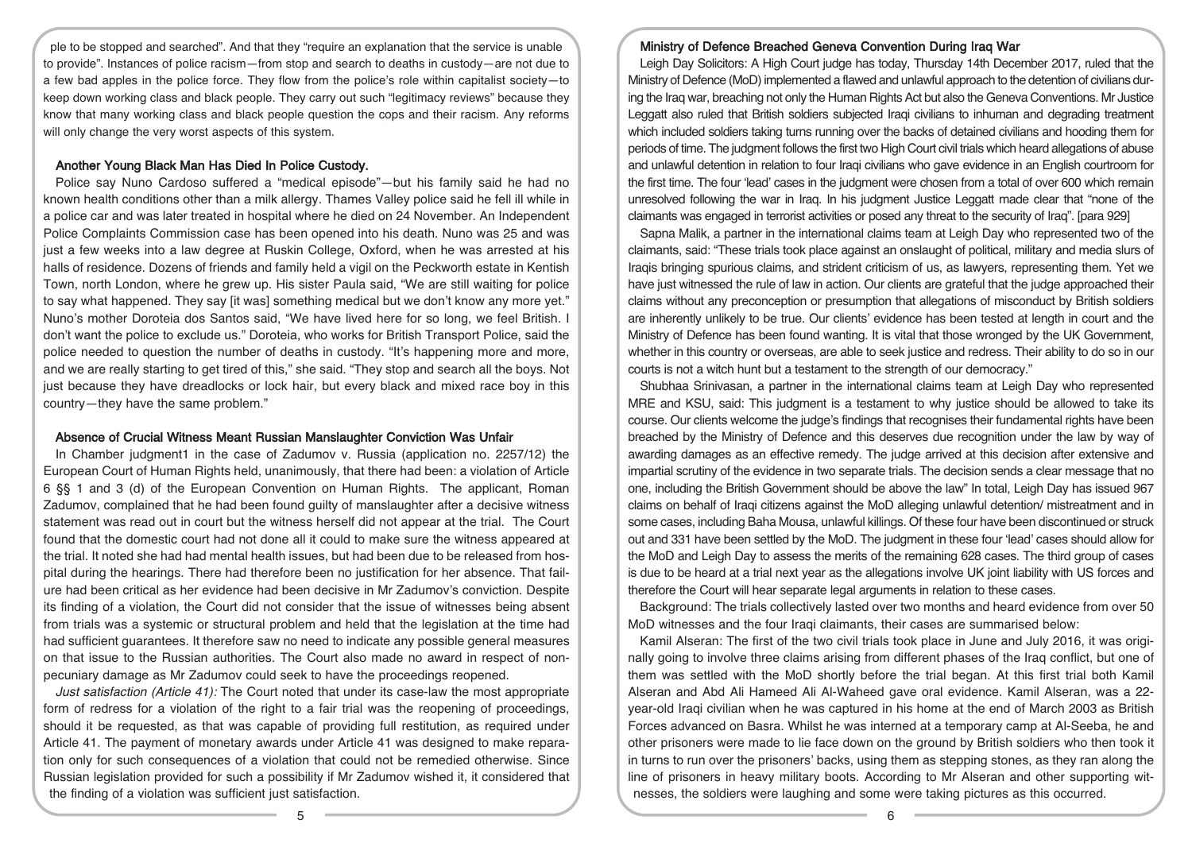ple to be stopped and searched". And that they "require an explanation that the service is unable to provide". Instances of police racism—from stop and search to deaths in custody—are not due to a few bad apples in the police force. They flow from the police's role within capitalist society—to keep down working class and black people. They carry out such "legitimacy reviews" because they know that many working class and black people question the cops and their racism. Any reforms will only change the very worst aspects of this system.

### Another Young Black Man Has Died In Police Custody.

Police say Nuno Cardoso suffered a "medical episode"—but his family said he had no known health conditions other than a milk allergy. Thames Valley police said he fell ill while in a police car and was later treated in hospital where he died on 24 November. An Independent Police Complaints Commission case has been opened into his death. Nuno was 25 and was just a few weeks into a law degree at Ruskin College, Oxford, when he was arrested at his halls of residence. Dozens of friends and family held a vigil on the Peckworth estate in Kentish Town, north London, where he grew up. His sister Paula said, "We are still waiting for police to say what happened. They say [it was] something medical but we don't know any more yet." Nuno's mother Doroteia dos Santos said, "We have lived here for so long, we feel British. I don't want the police to exclude us." Doroteia, who works for British Transport Police, said the police needed to question the number of deaths in custody. "It's happening more and more, and we are really starting to get tired of this," she said. "They stop and search all the boys. Not just because they have dreadlocks or lock hair, but every black and mixed race boy in this country—they have the same problem."

### Absence of Crucial Witness Meant Russian Manslaughter Conviction Was Unfair

In Chamber judgment1 in the case of Zadumov v. Russia (application no. 2257/12) the European Court of Human Rights held, unanimously, that there had been: a violation of Article 6 §§ 1 and 3 (d) of the European Convention on Human Rights. The applicant, Roman Zadumov, complained that he had been found guilty of manslaughter after a decisive witness statement was read out in court but the witness herself did not appear at the trial. The Court found that the domestic court had not done all it could to make sure the witness appeared at the trial. It noted she had had mental health issues, but had been due to be released from hospital during the hearings. There had therefore been no justification for her absence. That failure had been critical as her evidence had been decisive in Mr Zadumov's conviction. Despite its finding of a violation, the Court did not consider that the issue of witnesses being absent from trials was a systemic or structural problem and held that the legislation at the time had had sufficient guarantees. It therefore saw no need to indicate any possible general measures on that issue to the Russian authorities. The Court also made no award in respect of non-pecuniary damage as Mr Zadumov could seek to have the proceedings reopened.

*Just satisfaction (Article 41):* The Court noted that under its case-law the most appropriate form of redress for a violation of the right to a fair trial was the reopening of proceedings, should it be requested, as that was capable of providing full restitution, as required under Article 41. The payment of monetary awards under Article 41 was designed to make reparation only for such consequences of a violation that could not be remedied otherwise. Since Russian legislation provided for such a possibility if Mr Zadumov wished it, it considered that the finding of a violation was sufficient just satisfaction.

### Ministry of Defence Breached Geneva Convention During Iraq War

Leigh Day Solicitors: A High Court judge has today, Thursday 14th December 2017, ruled that the Ministry of Defence (MoD) implemented a flawed and unlawful approach to the detention of civilians during the Iraq war, breaching not only the Human Rights Act but also the Geneva Conventions. Mr Justice Leggatt also ruled that British soldiers subjected Iraqi civilians to inhuman and degrading treatment which included soldiers taking turns running over the backs of detained civilians and hooding them for periods of time. The judgment follows the first two High Court civil trials which heard allegations of abuse and unlawful detention in relation to four Iraqi civilians who gave evidence in an English courtroom for the first time. The four 'lead' cases in the judgment were chosen from a total of over 600 which remain unresolved following the war in Iraq. In his judgment Justice Leggatt made clear that "none of the claimants was engaged in terrorist activities or posed any threat to the security of Iraq". [para 929]

Sapna Malik, a partner in the international claims team at Leigh Day who represented two of the claimants, said: "These trials took place against an onslaught of political, military and media slurs of Iraqis bringing spurious claims, and strident criticism of us, as lawyers, representing them. Yet we have just witnessed the rule of law in action. Our clients are grateful that the judge approached their claims without any preconception or presumption that allegations of misconduct by British soldiers are inherently unlikely to be true. Our clients' evidence has been tested at length in court and the Ministry of Defence has been found wanting. It is vital that those wronged by the UK Government, whether in this country or overseas, are able to seek justice and redress. Their ability to do so in our courts is not a witch hunt but a testament to the strength of our democracy."

Shubhaa Srinivasan, a partner in the international claims team at Leigh Day who represented MRE and KSU, said: This judgment is a testament to why justice should be allowed to take its course. Our clients welcome the judge's findings that recognises their fundamental rights have been breached by the Ministry of Defence and this deserves due recognition under the law by way of awarding damages as an effective remedy. The judge arrived at this decision after extensive and impartial scrutiny of the evidence in two separate trials. The decision sends a clear message that no one, including the British Government should be above the law" In total, Leigh Day has issued 967 claims on behalf of Iraqi citizens against the MoD alleging unlawful detention/ mistreatment and in some cases, including Baha Mousa, unlawful killings. Of these four have been discontinued or struck out and 331 have been settled by the MoD. The judgment in these four 'lead' cases should allow for the MoD and Leigh Day to assess the merits of the remaining 628 cases. The third group of cases is due to be heard at a trial next year as the allegations involve UK joint liability with US forces and therefore the Court will hear separate legal arguments in relation to these cases.

Background: The trials collectively lasted over two months and heard evidence from over 50 MoD witnesses and the four Iraqi claimants, their cases are summarised below:

Kamil Alseran: The first of the two civil trials took place in June and July 2016, it was originally going to involve three claims arising from different phases of the Iraq conflict, but one of them was settled with the MoD shortly before the trial began. At this first trial both Kamil Alseran and Abd Ali Hameed Ali Al-Waheed gave oral evidence. Kamil Alseran, was a 22-year-old Iraqi civilian when he was captured in his home at the end of March 2003 as British Forces advanced on Basra. Whilst he was interned at a temporary camp at Al-Seeba, he and other prisoners were made to lie face down on the ground by British soldiers who then took it in turns to run over the prisoners' backs, using them as stepping stones, as they ran along the line of prisoners in heavy military boots. According to Mr Alseran and other supporting witnesses, the soldiers were laughing and some were taking pictures as this occurred.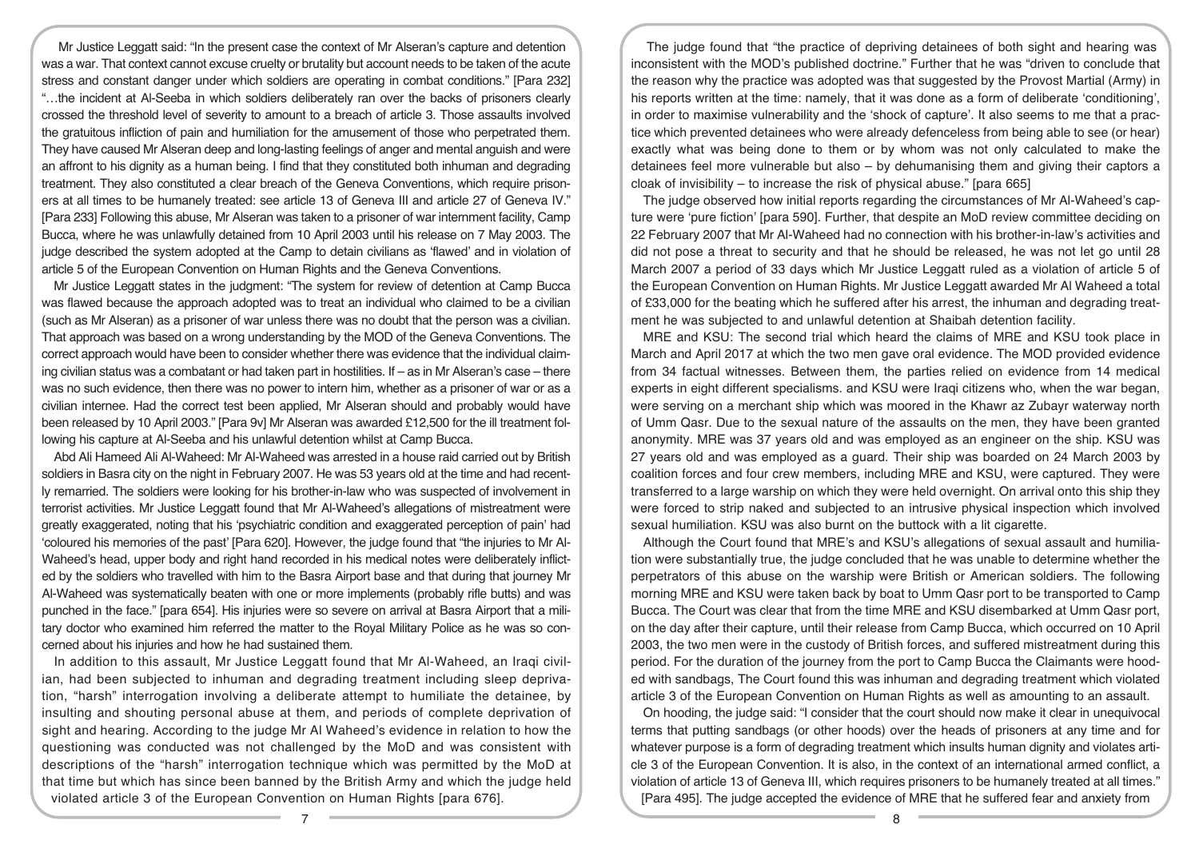Mr Justice Leggatt said: "In the present case the context of Mr Alseran's capture and detention was a war. That context cannot excuse cruelty or brutality but account needs to be taken of the acute stress and constant danger under which soldiers are operating in combat conditions." [Para 232] "…the incident at Al-Seeba in which soldiers deliberately ran over the backs of prisoners clearly crossed the threshold level of severity to amount to a breach of article 3. Those assaults involved the gratuitous infliction of pain and humiliation for the amusement of those who perpetrated them. They have caused Mr Alseran deep and long-lasting feelings of anger and mental anguish and were an affront to his dignity as a human being. I find that they constituted both inhuman and degrading treatment. They also constituted a clear breach of the Geneva Conventions, which require prisoners at all times to be humanely treated: see article 13 of Geneva III and article 27 of Geneva IV." [Para 233] Following this abuse, Mr Alseran was taken to a prisoner of war internment facility, Camp Bucca, where he was unlawfully detained from 10 April 2003 until his release on 7 May 2003. The judge described the system adopted at the Camp to detain civilians as 'flawed' and in violation of article 5 of the European Convention on Human Rights and the Geneva Conventions.

Mr Justice Leggatt states in the judgment: "The system for review of detention at Camp Bucca was flawed because the approach adopted was to treat an individual who claimed to be a civilian (such as Mr Alseran) as a prisoner of war unless there was no doubt that the person was a civilian. That approach was based on a wrong understanding by the MOD of the Geneva Conventions. The correct approach would have been to consider whether there was evidence that the individual claiming civilian status was a combatant or had taken part in hostilities. If – as in Mr Alseran's case – there was no such evidence, then there was no power to intern him, whether as a prisoner of war or as a civilian internee. Had the correct test been applied, Mr Alseran should and probably would have been released by 10 April 2003." [Para 9v] Mr Alseran was awarded £12,500 for the ill treatment following his capture at Al-Seeba and his unlawful detention whilst at Camp Bucca.

Abd Ali Hameed Ali Al-Waheed: Mr Al-Waheed was arrested in a house raid carried out by British soldiers in Basra city on the night in February 2007. He was 53 years old at the time and had recently remarried. The soldiers were looking for his brother-in-law who was suspected of involvement in terrorist activities. Mr Justice Leggatt found that Mr Al-Waheed's allegations of mistreatment were greatly exaggerated, noting that his 'psychiatric condition and exaggerated perception of pain' had 'coloured his memories of the past' [Para 620]. However, the judge found that "the injuries to Mr Al-Waheed's head, upper body and right hand recorded in his medical notes were deliberately inflicted by the soldiers who travelled with him to the Basra Airport base and that during that journey Mr Al-Waheed was systematically beaten with one or more implements (probably rifle butts) and was punched in the face." [para 654]. His injuries were so severe on arrival at Basra Airport that a military doctor who examined him referred the matter to the Royal Military Police as he was so concerned about his injuries and how he had sustained them.

In addition to this assault, Mr Justice Leggatt found that Mr Al-Waheed, an Iraqi civilian, had been subjected to inhuman and degrading treatment including sleep deprivation, "harsh" interrogation involving a deliberate attempt to humiliate the detainee, by insulting and shouting personal abuse at them, and periods of complete deprivation of sight and hearing. According to the judge Mr Al Waheed's evidence in relation to how the questioning was conducted was not challenged by the MoD and was consistent with descriptions of the "harsh" interrogation technique which was permitted by the MoD at that time but which has since been banned by the British Army and which the judge held violated article 3 of the European Convention on Human Rights [para 676].

The judge found that "the practice of depriving detainees of both sight and hearing was inconsistent with the MOD's published doctrine." Further that he was "driven to conclude that the reason why the practice was adopted was that suggested by the Provost Martial (Army) in his reports written at the time: namely, that it was done as a form of deliberate 'conditioning', in order to maximise vulnerability and the 'shock of capture'. It also seems to me that a practice which prevented detainees who were already defenceless from being able to see (or hear) exactly what was being done to them or by whom was not only calculated to make the detainees feel more vulnerable but also – by dehumanising them and giving their captors a cloak of invisibility – to increase the risk of physical abuse." [para 665]

The judge observed how initial reports regarding the circumstances of Mr Al-Waheed's capture were 'pure fiction' [para 590]. Further, that despite an MoD review committee deciding on 22 February 2007 that Mr Al-Waheed had no connection with his brother-in-law's activities and did not pose a threat to security and that he should be released, he was not let go until 28 March 2007 a period of 33 days which Mr Justice Leggatt ruled as a violation of article 5 of the European Convention on Human Rights. Mr Justice Leggatt awarded Mr Al Waheed a total of £33,000 for the beating which he suffered after his arrest, the inhuman and degrading treatment he was subjected to and unlawful detention at Shaibah detention facility.

MRE and KSU: The second trial which heard the claims of MRE and KSU took place in March and April 2017 at which the two men gave oral evidence. The MOD provided evidence from 34 factual witnesses. Between them, the parties relied on evidence from 14 medical experts in eight different specialisms. and KSU were Iraqi citizens who, when the war began, were serving on a merchant ship which was moored in the Khawr az Zubayr waterway north of Umm Qasr. Due to the sexual nature of the assaults on the men, they have been granted anonymity. MRE was 37 years old and was employed as an engineer on the ship. KSU was 27 years old and was employed as a guard. Their ship was boarded on 24 March 2003 by coalition forces and four crew members, including MRE and KSU, were captured. They were transferred to a large warship on which they were held overnight. On arrival onto this ship they were forced to strip naked and subjected to an intrusive physical inspection which involved sexual humiliation. KSU was also burnt on the buttock with a lit cigarette.

Although the Court found that MRE's and KSU's allegations of sexual assault and humiliation were substantially true, the judge concluded that he was unable to determine whether the perpetrators of this abuse on the warship were British or American soldiers. The following morning MRE and KSU were taken back by boat to Umm Qasr port to be transported to Camp Bucca. The Court was clear that from the time MRE and KSU disembarked at Umm Qasr port, on the day after their capture, until their release from Camp Bucca, which occurred on 10 April 2003, the two men were in the custody of British forces, and suffered mistreatment during this period. For the duration of the journey from the port to Camp Bucca the Claimants were hooded with sandbags, The Court found this was inhuman and degrading treatment which violated article 3 of the European Convention on Human Rights as well as amounting to an assault.

On hooding, the judge said: "I consider that the court should now make it clear in unequivocal terms that putting sandbags (or other hoods) over the heads of prisoners at any time and for whatever purpose is a form of degrading treatment which insults human dignity and violates article 3 of the European Convention. It is also, in the context of an international armed conflict, a violation of article 13 of Geneva III, which requires prisoners to be humanely treated at all times." [Para 495]. The judge accepted the evidence of MRE that he suffered fear and anxiety from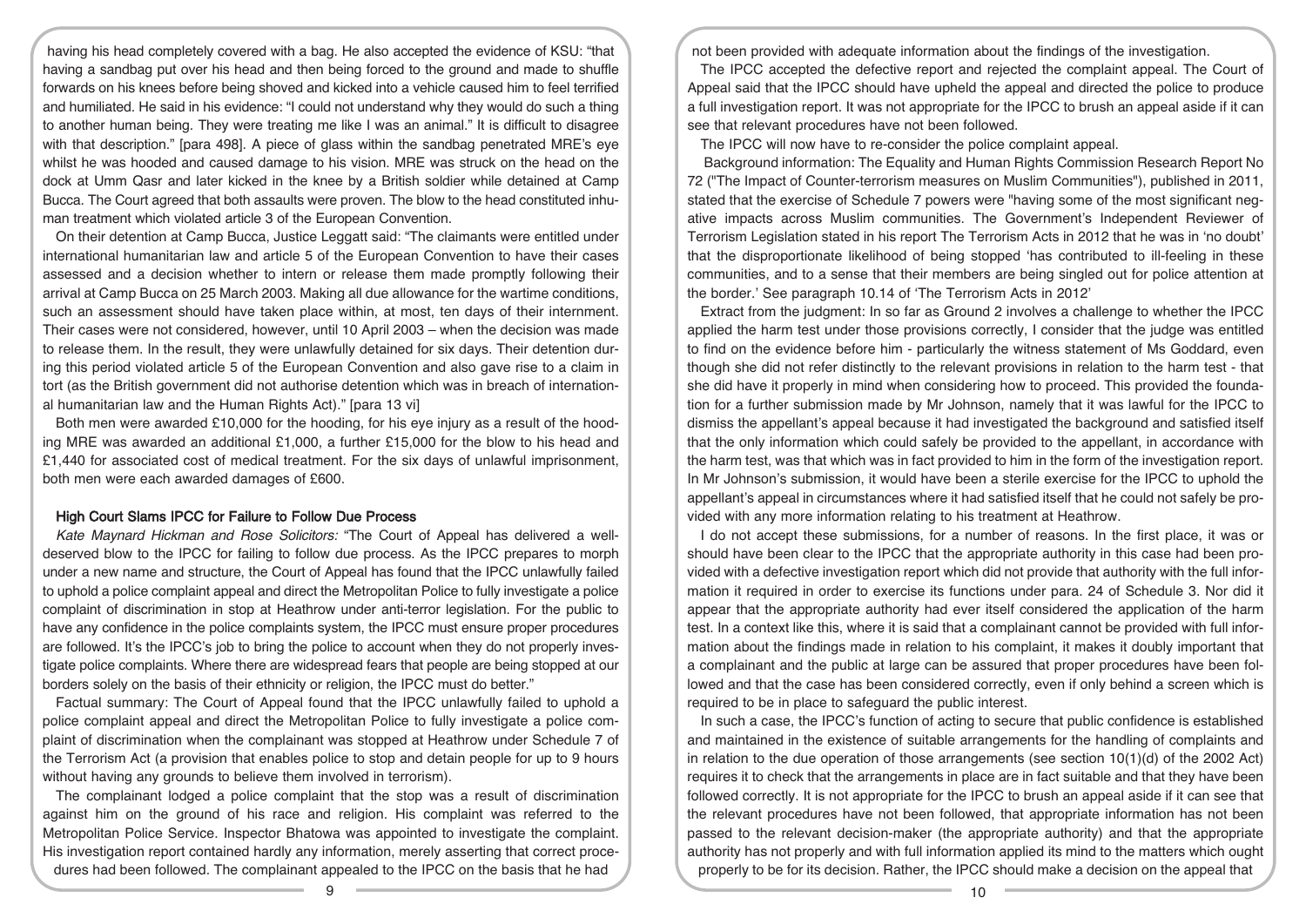having his head completely covered with a bag. He also accepted the evidence of KSU: "that having a sandbag put over his head and then being forced to the ground and made to shuffle forwards on his knees before being shoved and kicked into a vehicle caused him to feel terrified and humiliated. He said in his evidence: "I could not understand why they would do such a thing to another human being. They were treating me like I was an animal." It is difficult to disagree with that description." [para 498]. A piece of glass within the sandbag penetrated MRE's eye whilst he was hooded and caused damage to his vision. MRE was struck on the head on the dock at Umm Qasr and later kicked in the knee by a British soldier while detained at Camp Bucca. The Court agreed that both assaults were proven. The blow to the head constituted inhuman treatment which violated article 3 of the European Convention.

On their detention at Camp Bucca, Justice Leggatt said: "The claimants were entitled under international humanitarian law and article 5 of the European Convention to have their cases assessed and a decision whether to intern or release them made promptly following their arrival at Camp Bucca on 25 March 2003. Making all due allowance for the wartime conditions, such an assessment should have taken place within, at most, ten days of their internment. Their cases were not considered, however, until 10 April 2003 – when the decision was made to release them. In the result, they were unlawfully detained for six days. Their detention during this period violated article 5 of the European Convention and also gave rise to a claim in tort (as the British government did not authorise detention which was in breach of international humanitarian law and the Human Rights Act)." [para 13 vi]

Both men were awarded £10,000 for the hooding, for his eye injury as a result of the hooding MRE was awarded an additional £1,000, a further £15,000 for the blow to his head and £1,440 for associated cost of medical treatment. For the six days of unlawful imprisonment, both men were each awarded damages of £600.

### High Court Slams IPCC for Failure to Follow Due Process

*Kate Maynard Hickman and Rose Solicitors:* "The Court of Appeal has delivered a well-deserved blow to the IPCC for failing to follow due process. As the IPCC prepares to morph under a new name and structure, the Court of Appeal has found that the IPCC unlawfully failed to uphold a police complaint appeal and direct the Metropolitan Police to fully investigate a police complaint of discrimination in stop at Heathrow under anti-terror legislation. For the public to have any confidence in the police complaints system, the IPCC must ensure proper procedures are followed. It's the IPCC's job to bring the police to account when they do not properly investigate police complaints. Where there are widespread fears that people are being stopped at our borders solely on the basis of their ethnicity or religion, the IPCC must do better."

Factual summary: The Court of Appeal found that the IPCC unlawfully failed to uphold a police complaint appeal and direct the Metropolitan Police to fully investigate a police complaint of discrimination when the complainant was stopped at Heathrow under Schedule 7 of the Terrorism Act (a provision that enables police to stop and detain people for up to 9 hours without having any grounds to believe them involved in terrorism).

The complainant lodged a police complaint that the stop was a result of discrimination against him on the ground of his race and religion. His complaint was referred to the Metropolitan Police Service. Inspector Bhatowa was appointed to investigate the complaint. His investigation report contained hardly any information, merely asserting that correct procedures had been followed. The complainant appealed to the IPCC on the basis that he had not been provided with adequate information about the findings of the investigation.

The IPCC accepted the defective report and rejected the complaint appeal. The Court of Appeal said that the IPCC should have upheld the appeal and directed the police to produce a full investigation report. It was not appropriate for the IPCC to brush an appeal aside if it can see that relevant procedures have not been followed.

The IPCC will now have to re-consider the police complaint appeal.

Background information: The Equality and Human Rights Commission Research Report No 72 ("The Impact of Counter-terrorism measures on Muslim Communities"), published in 2011, stated that the exercise of Schedule 7 powers were "having some of the most significant negative impacts across Muslim communities. The Government's Independent Reviewer of Terrorism Legislation stated in his report The Terrorism Acts in 2012 that he was in 'no doubt' that the disproportionate likelihood of being stopped 'has contributed to ill-feeling in these communities, and to a sense that their members are being singled out for police attention at the border.' See paragraph 10.14 of 'The Terrorism Acts in 2012'

Extract from the judgment: In so far as Ground 2 involves a challenge to whether the IPCC applied the harm test under those provisions correctly, I consider that the judge was entitled to find on the evidence before him - particularly the witness statement of Ms Goddard, even though she did not refer distinctly to the relevant provisions in relation to the harm test - that she did have it properly in mind when considering how to proceed. This provided the foundation for a further submission made by Mr Johnson, namely that it was lawful for the IPCC to dismiss the appellant's appeal because it had investigated the background and satisfied itself that the only information which could safely be provided to the appellant, in accordance with the harm test, was that which was in fact provided to him in the form of the investigation report. In Mr Johnson's submission, it would have been a sterile exercise for the IPCC to uphold the appellant's appeal in circumstances where it had satisfied itself that he could not safely be provided with any more information relating to his treatment at Heathrow.

I do not accept these submissions, for a number of reasons. In the first place, it was or should have been clear to the IPCC that the appropriate authority in this case had been provided with a defective investigation report which did not provide that authority with the full information it required in order to exercise its functions under para. 24 of Schedule 3. Nor did it appear that the appropriate authority had ever itself considered the application of the harm test. In a context like this, where it is said that a complainant cannot be provided with full information about the findings made in relation to his complaint, it makes it doubly important that a complainant and the public at large can be assured that proper procedures have been followed and that the case has been considered correctly, even if only behind a screen which is required to be in place to safeguard the public interest.

In such a case, the IPCC's function of acting to secure that public confidence is established and maintained in the existence of suitable arrangements for the handling of complaints and in relation to the due operation of those arrangements (see section 10(1)(d) of the 2002 Act) requires it to check that the arrangements in place are in fact suitable and that they have been followed correctly. It is not appropriate for the IPCC to brush an appeal aside if it can see that the relevant procedures have not been followed, that appropriate information has not been passed to the relevant decision-maker (the appropriate authority) and that the appropriate authority has not properly and with full information applied its mind to the matters which ought properly to be for its decision. Rather, the IPCC should make a decision on the appeal that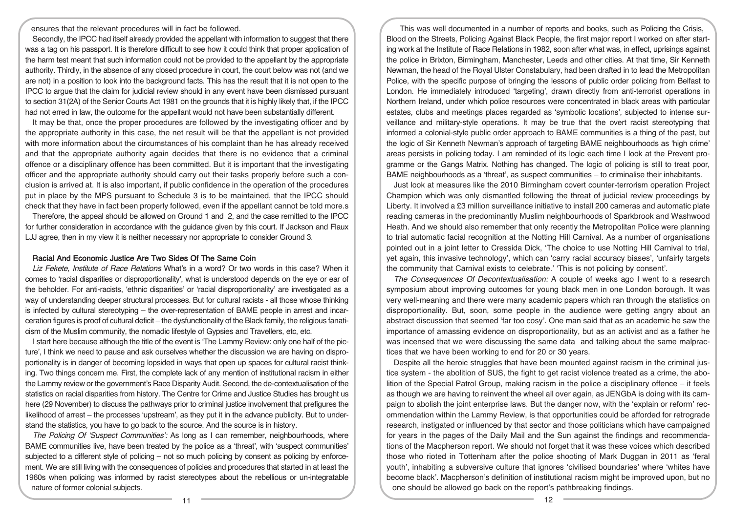ensures that the relevant procedures will in fact be followed.

Secondly, the IPCC had itself already provided the appellant with information to suggest that there was a tag on his passport. It is therefore difficult to see how it could think that proper application of the harm test meant that such information could not be provided to the appellant by the appropriate authority. Thirdly, in the absence of any closed procedure in court, the court below was not (and we are not) in a position to look into the background facts. This has the result that it is not open to the IPCC to argue that the claim for judicial review should in any event have been dismissed pursuant to section 31(2A) of the Senior Courts Act 1981 on the grounds that it is highly likely that, if the IPCC had not erred in law, the outcome for the appellant would not have been substantially different.

It may be that, once the proper procedures are followed by the investigating officer and by the appropriate authority in this case, the net result will be that the appellant is not provided with more information about the circumstances of his complaint than he has already received and that the appropriate authority again decides that there is no evidence that a criminal offence or a disciplinary offence has been committed. But it is important that the investigating officer and the appropriate authority should carry out their tasks properly before such a conclusion is arrived at. It is also important, if public confidence in the operation of the procedures put in place by the MPS pursuant to Schedule 3 is to be maintained, that the IPCC should check that they have in fact been properly followed, even if the appellant cannot be told more.s

Therefore, the appeal should be allowed on Ground 1 and 2, and the case remitted to the IPCC for further consideration in accordance with the guidance given by this court. If Jackson and Flaux LJJ agree, then in my view it is neither necessary nor appropriate to consider Ground 3.

## Racial And Economic Justice Are Two Sides Of The Same Coin

*Liz Fekete, Institute of Race Relations* What's in a word? Or two words in this case? When it comes to 'racial disparities or disproportionality', what is understood depends on the eye or ear of the beholder. For anti-racists, 'ethnic disparities' or 'racial disproportionality' are investigated as a way of understanding deeper structural processes. But for cultural racists - all those whose thinking is infected by cultural stereotyping – the over-representation of BAME people in arrest and incarceration figures is proof of cultural deficit – the dysfunctionality of the Black family, the religious fanaticism of the Muslim community, the nomadic lifestyle of Gypsies and Travellers, etc, etc.

I start here because although the title of the event is 'The Lammy Review: only one half of the picture', I think we need to pause and ask ourselves whether the discussion we are having on disproportionality is in danger of becoming lopsided in ways that open up spaces for cultural racist thinking. Two things concern me. First, the complete lack of any mention of institutional racism in either the Lammy review or the government's Race Disparity Audit. Second, the de-contextualisation of the statistics on racial disparities from history. The Centre for Crime and Justice Studies has brought us here (29 November) to discuss the pathways prior to criminal justice involvement that prefigures the likelihood of arrest – the processes 'upstream', as they put it in the advance publicity. But to understand the statistics, you have to go back to the source. And the source is in history.

*The Policing Of 'Suspect Communities':* As long as I can remember, neighbourhoods, where BAME communities live, have been treated by the police as a 'threat', with 'suspect communities' subjected to a different style of policing – not so much policing by consent as policing by enforcement. We are still living with the consequences of policies and procedures that started in at least the 1960s when policing was informed by racist stereotypes about the rebellious or un-integratable nature of former colonial subjects.

This was well documented in a number of reports and books, such as Policing the Crisis, Blood on the Streets, Policing Against Black People, the first major report I worked on after starting work at the Institute of Race Relations in 1982, soon after what was, in effect, uprisings against the police in Brixton, Birmingham, Manchester, Leeds and other cities. At that time, Sir Kenneth Newman, the head of the Royal Ulster Constabulary, had been drafted in to lead the Metropolitan Police, with the specific purpose of bringing the lessons of public order policing from Belfast to London. He immediately introduced 'targeting', drawn directly from anti-terrorist operations in Northern Ireland, under which police resources were concentrated in black areas with particular estates, clubs and meetings places regarded as 'symbolic locations', subjected to intense surveillance and military-style operations. It may be true that the overt racist stereotyping that informed a colonial-style public order approach to BAME communities is a thing of the past, but the logic of Sir Kenneth Newman's approach of targeting BAME neighbourhoods as 'high crime' areas persists in policing today. I am reminded of its logic each time I look at the Prevent programme or the Gangs Matrix. Nothing has changed. The logic of policing is still to treat poor, BAME neighbourhoods as a 'threat', as suspect communities – to criminalise their inhabitants.

Just look at measures like the 2010 Birmingham covert counter-terrorism operation Project Champion which was only dismantled following the threat of judicial review proceedings by Liberty. It involved a £3 million surveillance initiative to install 200 cameras and automatic plate reading cameras in the predominantly Muslim neighbourhoods of Sparkbrook and Washwood Heath. And we should also remember that only recently the Metropolitan Police were planning to trial automatic facial recognition at the Notting Hill Carnival. As a number of organisations pointed out in a joint letter to Cressida Dick, 'The choice to use Notting Hill Carnival to trial, yet again, this invasive technology', which can 'carry racial accuracy biases', 'unfairly targets the community that Carnival exists to celebrate.' 'This is not policing by consent'.

*The Consequences Of Decontextualisation:* A couple of weeks ago I went to a research symposium about improving outcomes for young black men in one London borough. It was very well-meaning and there were many academic papers which ran through the statistics on disproportionality. But, soon, some people in the audience were getting angry about an abstract discussion that seemed 'far too cosy'. One man said that as an academic he saw the importance of amassing evidence on disproportionality, but as an activist and as a father he was incensed that we were discussing the same data and talking about the same malpractices that we have been working to end for 20 or 30 years.

Despite all the heroic struggles that have been mounted against racism in the criminal justice system - the abolition of SUS, the fight to get racist violence treated as a crime, the abolition of the Special Patrol Group, making racism in the police a disciplinary offence – it feels as though we are having to reinvent the wheel all over again, as JENGbA is doing with its campaign to abolish the joint enterprise laws. But the danger now, with the 'explain or reform' recommendation within the Lammy Review, is that opportunities could be afforded for retrograde research, instigated or influenced by that sector and those politicians which have campaigned for years in the pages of the Daily Mail and the Sun against the findings and recommendations of the Macpherson report. We should not forget that it was these voices which described those who rioted in Tottenham after the police shooting of Mark Duggan in 2011 as 'feral youth', inhabiting a subversive culture that ignores 'civilised boundaries' where 'whites have become black'. Macpherson's definition of institutional racism might be improved upon, but no one should be allowed go back on the report's pathbreaking findings.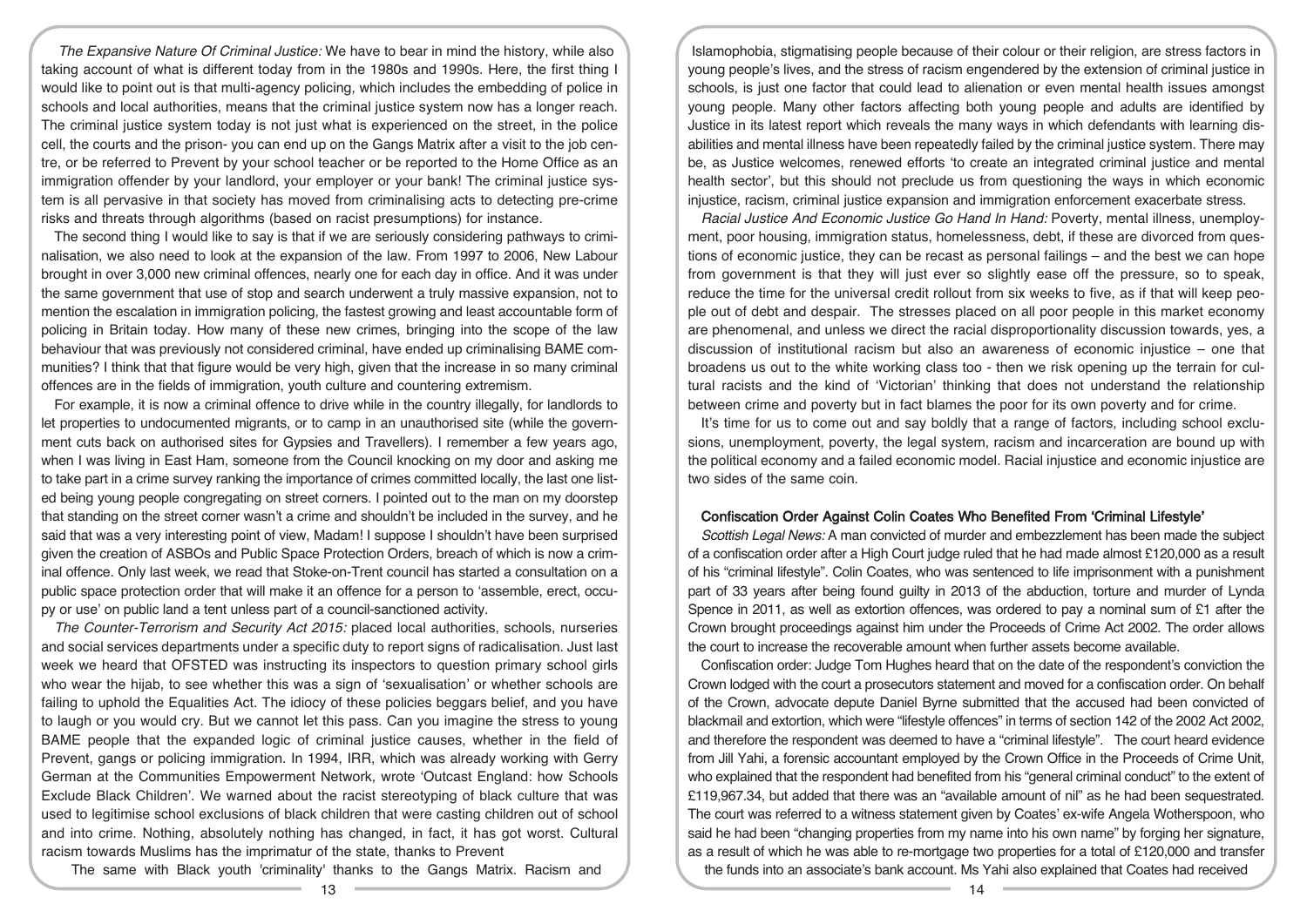*The Expansive Nature Of Criminal Justice:* We have to bear in mind the history, while also taking account of what is different today from in the 1980s and 1990s. Here, the first thing I would like to point out is that multi-agency policing, which includes the embedding of police in schools and local authorities, means that the criminal justice system now has a longer reach. The criminal justice system today is not just what is experienced on the street, in the police cell, the courts and the prison- you can end up on the Gangs Matrix after a visit to the job centre, or be referred to Prevent by your school teacher or be reported to the Home Office as an immigration offender by your landlord, your employer or your bank! The criminal justice system is all pervasive in that society has moved from criminalising acts to detecting pre-crime risks and threats through algorithms (based on racist presumptions) for instance.

The second thing I would like to say is that if we are seriously considering pathways to criminalisation, we also need to look at the expansion of the law. From 1997 to 2006, New Labour brought in over 3,000 new criminal offences, nearly one for each day in office. And it was under the same government that use of stop and search underwent a truly massive expansion, not to mention the escalation in immigration policing, the fastest growing and least accountable form of policing in Britain today. How many of these new crimes, bringing into the scope of the law behaviour that was previously not considered criminal, have ended up criminalising BAME communities? I think that that figure would be very high, given that the increase in so many criminal offences are in the fields of immigration, youth culture and countering extremism.

For example, it is now a criminal offence to drive while in the country illegally, for landlords to let properties to undocumented migrants, or to camp in an unauthorised site (while the government cuts back on authorised sites for Gypsies and Travellers). I remember a few years ago, when I was living in East Ham, someone from the Council knocking on my door and asking me to take part in a crime survey ranking the importance of crimes committed locally, the last one listed being young people congregating on street corners. I pointed out to the man on my doorstep that standing on the street corner wasn't a crime and shouldn't be included in the survey, and he said that was a very interesting point of view, Madam! I suppose I shouldn't have been surprised given the creation of ASBOs and Public Space Protection Orders, breach of which is now a criminal offence. Only last week, we read that Stoke-on-Trent council has started a consultation on a public space protection order that will make it an offence for a person to 'assemble, erect, occupy or use' on public land a tent unless part of a council-sanctioned activity.

*The Counter-Terrorism and Security Act 2015:* placed local authorities, schools, nurseries and social services departments under a specific duty to report signs of radicalisation. Just last week we heard that OFSTED was instructing its inspectors to question primary school girls who wear the hijab, to see whether this was a sign of 'sexualisation' or whether schools are failing to uphold the Equalities Act. The idiocy of these policies beggars belief, and you have to laugh or you would cry. But we cannot let this pass. Can you imagine the stress to young BAME people that the expanded logic of criminal justice causes, whether in the field of Prevent, gangs or policing immigration. In 1994, IRR, which was already working with Gerry German at the Communities Empowerment Network, wrote 'Outcast England: how Schools Exclude Black Children'. We warned about the racist stereotyping of black culture that was used to legitimise school exclusions of black children that were casting children out of school and into crime. Nothing, absolutely nothing has changed, in fact, it has got worse. Cultural racism towards Muslims has the imprimatur of the state, thanks to Prevent

The same with Black youth 'criminality' thanks to the Gangs Matrix. Racism and Islamophobia, stigmatising people because of their colour or their religion, are stress factors in young people's lives, and the stress of racism engendered by the extension of criminal justice in schools, is just one factor that could lead to alienation or even mental health issues amongst young people. Many other factors affecting both young people and adults are identified by Justice in its latest report which reveals the many ways in which defendants with learning disabilities and mental illness have been repeatedly failed by the criminal justice system. There may be, as Justice welcomes, renewed efforts 'to create an integrated criminal justice and mental health sector', but this should not preclude us from questioning the ways in which economic injustice, racism, criminal justice expansion and immigration enforcement exacerbate stress.

*Racial Justice And Economic Justice Go Hand In Hand:* Poverty, mental illness, unemployment, poor housing, immigration status, homelessness, debt, if these are divorced from questions of economic justice, they can be recast as personal failings – and the best we can hope from government is that they will just ever so slightly ease off the pressure, so to speak, reduce the time for the universal credit rollout from six weeks to five, as if that will keep people out of debt and despair. The stresses placed on all poor people in this market economy are phenomenal, and unless we direct the racial disproportionality discussion towards, yes, a discussion of institutional racism but also an awareness of economic injustice – one that broadens us out to the white working class too - then we risk opening up the terrain for cultural racists and the kind of 'Victorian' thinking that does not understand the relationship between crime and poverty but in fact blames the poor for its own poverty and for crime.

It's time for us to come out and say boldly that a range of factors, including school exclusions, unemployment, poverty, the legal system, racism and incarceration are bound up with the political economy and a failed economic model. Racial injustice and economic injustice are two sides of the same coin.

## Confiscation Order Against Colin Coates Who Benefited From 'Criminal Lifestyle'

*Scottish Legal News:* A man convicted of murder and embezzlement has been made the subject of a confiscation order after a High Court judge ruled that he had made almost £120,000 as a result of his "criminal lifestyle". Colin Coates, who was sentenced to life imprisonment with a punishment part of 33 years after being found guilty in 2013 of the abduction, torture and murder of Lynda Spence in 2011, as well as extortion offences, was ordered to pay a nominal sum of £1 after the Crown brought proceedings against him under the Proceeds of Crime Act 2002. The order allows the court to increase the recoverable amount when further assets become available.

Confiscation order: Judge Tom Hughes heard that on the date of the respondent's conviction the Crown lodged with the court a prosecutors statement and moved for a confiscation order. On behalf of the Crown, advocate depute Daniel Byrne submitted that the accused had been convicted of blackmail and extortion, which were "lifestyle offences" in terms of section 142 of the 2002 Act 2002, and therefore the respondent was deemed to have a "criminal lifestyle". The court heard evidence from Jill Yahi, a forensic accountant employed by the Crown Office in the Proceeds of Crime Unit, who explained that the respondent had benefited from his "general criminal conduct" to the extent of £119,967.34, but added that there was an "available amount of nil" as he had been sequestrated. The court was referred to a witness statement given by Coates' ex-wife Angela Wotherspoon, who said he had been "changing properties from my name into his own name" by forging her signature, as a result of which he was able to re-mortgage two properties for a total of £120,000 and transfer the funds into an associate's bank account. Ms Yahi also explained that Coates had received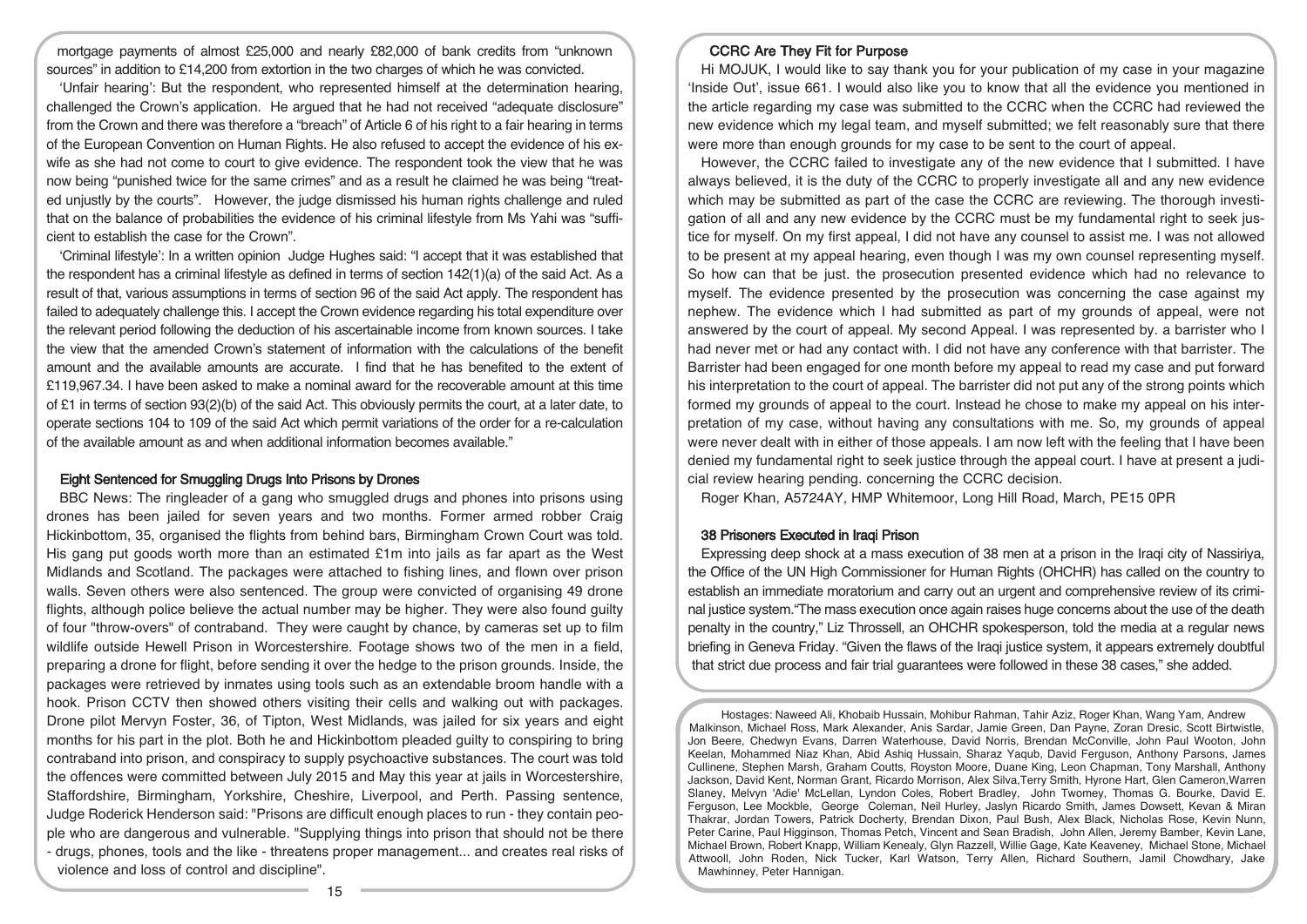mortgage payments of almost £25,000 and nearly £82,000 of bank credits from "unknown sources" in addition to £14,200 from extortion in the two charges of which he was convicted.

'Unfair hearing': But the respondent, who represented himself at the determination hearing, challenged the Crown's application. He argued that he had not received "adequate disclosure" from the Crown and there was therefore a "breach" of Article 6 of his right to a fair hearing in terms of the European Convention on Human Rights. He also refused to accept the evidence of his ex-wife as she had not come to court to give evidence. The respondent took the view that he was now being "punished twice for the same crimes" and as a result he claimed he was being "treated unjustly by the courts". However, the judge dismissed his human rights challenge and ruled that on the balance of probabilities the evidence of his criminal lifestyle from Ms Yahi was "sufficient to establish the case for the Crown".

'Criminal lifestyle': In a written opinion Judge Hughes said: "I accept that it was established that the respondent has a criminal lifestyle as defined in terms of section 142(1)(a) of the said Act. As a result of that, various assumptions in terms of section 96 of the said Act apply. The respondent has failed to adequately challenge this. I accept the Crown evidence regarding his total expenditure over the relevant period following the deduction of his ascertainable income from known sources. I take the view that the amended Crown's statement of information with the calculations of the benefit amount and the available amounts are accurate. I find that he has benefited to the extent of £119,967.34. I have been asked to make a nominal award for the recoverable amount at this time of £1 in terms of section 93(2)(b) of the said Act. This obviously permits the court, at a later date, to operate sections 104 to 109 of the said Act which permit variations of the order for a re-calculation of the available amount as and when additional information becomes available."

### Eight Sentenced for Smuggling Drugs Into Prisons by Drones

BBC News: The ringleader of a gang who smuggled drugs and phones into prisons using drones has been jailed for seven years and two months. Former armed robber Craig Hickinbottom, 35, organised the flights from behind bars, Birmingham Crown Court was told. His gang put goods worth more than an estimated £1m into jails as far apart as the West Midlands and Scotland. The packages were attached to fishing lines, and flown over prison walls. Seven others were also sentenced. The group were convicted of organising 49 drone flights, although police believe the actual number may be higher. They were also found guilty of four "throw-overs" of contraband. They were caught by chance, by cameras set up to film wildlife outside Hewell Prison in Worcestershire. Footage shows two of the men in a field, preparing a drone for flight, before sending it over the hedge to the prison grounds. Inside, the packages were retrieved by inmates using tools such as an extendable broom handle with a hook. Prison CCTV then showed others visiting their cells and walking out with packages. Drone pilot Mervyn Foster, 36, of Tipton, West Midlands, was jailed for six years and eight months for his part in the plot. Both he and Hickinbottom pleaded guilty to conspiring to bring contraband into prison, and conspiracy to supply psychoactive substances. The court was told the offences were committed between July 2015 and May this year at jails in Worcestershire, Staffordshire, Birmingham, Yorkshire, Cheshire, Liverpool, and Perth. Passing sentence, Judge Roderick Henderson said: "Prisons are difficult enough places to run - they contain people who are dangerous and vulnerable. "Supplying things into prison that should not be there - drugs, phones, tools and the like - threatens proper management... and creates real risks of violence and loss of control and discipline".

### CCRC Are They Fit for Purpose

Hi MOJUK, I would like to say thank you for your publication of my case in your magazine 'Inside Out', issue 661. I would also like you to know that all the evidence you mentioned in the article regarding my case was submitted to the CCRC when the CCRC had reviewed the new evidence which my legal team, and myself submitted; we felt reasonably sure that there were more than enough grounds for my case to be sent to the court of appeal.

However, the CCRC failed to investigate any of the new evidence that I submitted. I have always believed, it is the duty of the CCRC to properly investigate all and any new evidence which may be submitted as part of the case the CCRC are reviewing. The thorough investigation of all and any new evidence by the CCRC must be my fundamental right to seek justice for myself. On my first appeal, I did not have any counsel to assist me. I was not allowed to be present at my appeal hearing, even though I was my own counsel representing myself. So how can that be just. the prosecution presented evidence which had no relevance to myself. The evidence presented by the prosecution was concerning the case against my nephew. The evidence which I had submitted as part of my grounds of appeal, were not answered by the court of appeal. My second Appeal. I was represented by. a barrister who I had never met or had any contact with. I did not have any conference with that barrister. The Barrister had been engaged for one month before my appeal to read my case and put forward his interpretation to the court of appeal. The barrister did not put any of the strong points which formed my grounds of appeal to the court. Instead he chose to make my appeal on his interpretation of my case, without having any consultations with me. So, my grounds of appeal were never dealt with in either of those appeals. I am now left with the feeling that I have been denied my fundamental right to seek justice through the appeal court. I have at present a judicial review hearing pending. concerning the CCRC decision.

Roger Khan, A5724AY, HMP Whitemoor, Long Hill Road, March, PE15 0PR

### 38 Prisoners Executed in Iraqi Prison

Expressing deep shock at a mass execution of 38 men at a prison in the Iraqi city of Nassiriya, the Office of the UN High Commissioner for Human Rights (OHCHR) has called on the country to establish an immediate moratorium and carry out an urgent and comprehensive review of its criminal justice system."The mass execution once again raises huge concerns about the use of the death penalty in the country," Liz Throssell, an OHCHR spokesperson, told the media at a regular news briefing in Geneva Friday. "Given the flaws of the Iraqi justice system, it appears extremely doubtful that strict due process and fair trial guarantees were followed in these 38 cases," she added.

Hostages: Naweed Ali, Khobaib Hussain, Mohibur Rahman, Tahir Aziz, Roger Khan, Wang Yam, Andrew Malkinson, Michael Ross, Mark Alexander, Anis Sardar, Jamie Green, Dan Payne, Zoran Dresic, Scott Birtwistle, Jon Beere, Chedwyn Evans, Darren Waterhouse, David Norris, Brendan McConville, John Paul Wooton, John Keelan, Mohammed Niaz Khan, Abid Ashiq Hussain, Sharaz Yaqub, David Ferguson, Anthony Parsons, James Cullinene, Stephen Marsh, Graham Coutts, Royston Moore, Duane King, Leon Chapman, Tony Marshall, Anthony Jackson, David Kent, Norman Grant, Ricardo Morrison, Alex Silva,Terry Smith, Hyrone Hart, Glen Cameron,Warren Slaney, Melvyn 'Adie' McLellan, Lyndon Coles, Robert Bradley, John Twomey, Thomas G. Bourke, David E. Ferguson, Lee Mockble, George Coleman, Neil Hurley, Jaslyn Ricardo Smith, James Dowsett, Kevan & Miran Thakrar, Jordan Towers, Patrick Docherty, Brendan Dixon, Paul Bush, Alex Black, Nicholas Rose, Kevin Nunn, Peter Carine, Paul Higginson, Thomas Petch, Vincent and Sean Bradish, John Allen, Jeremy Bamber, Kevin Lane, Michael Brown, Robert Knapp, William Kenealy, Glyn Razzell, Willie Gage, Kate Keaveney, Michael Stone, Michael Attwooll, John Roden, Nick Tucker, Karl Watson, Terry Allen, Richard Southern, Jamil Chowdhary, Jake Mawhinney, Peter Hannigan.